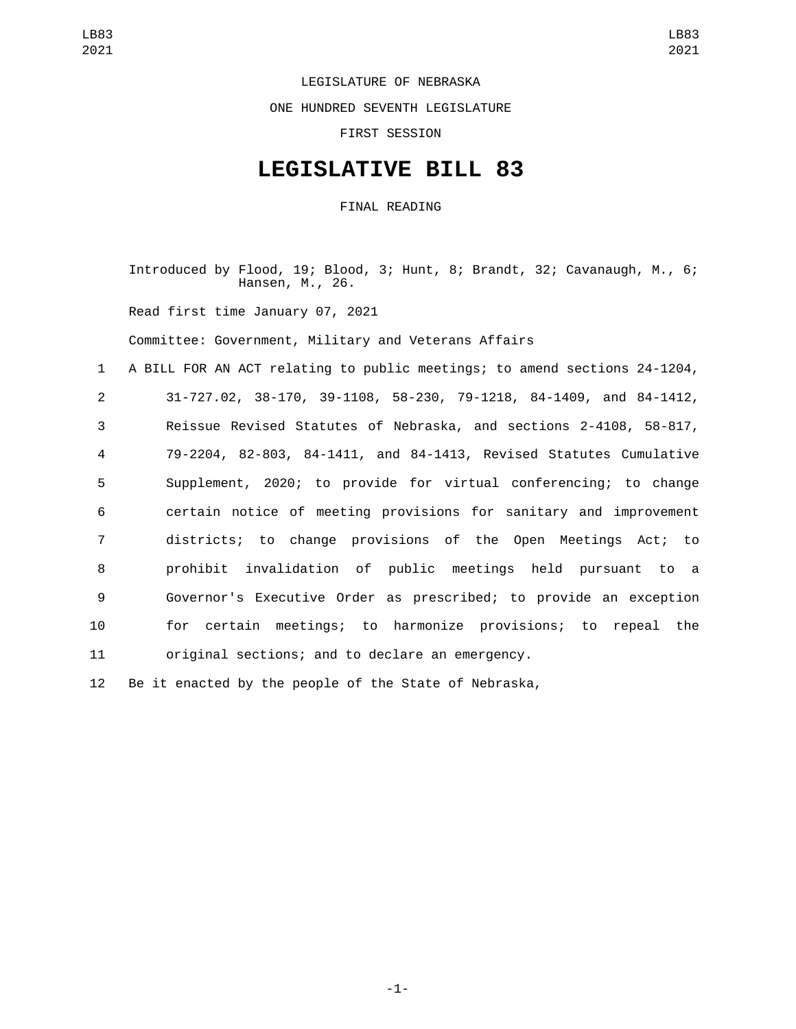LEGISLATURE OF NEBRASKA

ONE HUNDRED SEVENTH LEGISLATURE

FIRST SESSION

# LEGISLATIVE BILL 83

FINAL READING

Introduced by Flood, 19; Blood, 3; Hunt, 8; Brandt, 32; Cavanaugh, M., 6; Hansen, M., 26.

Read first time January 07, 2021

Committee: Government, Military and Veterans Affairs

A BILL FOR AN ACT relating to public meetings; to amend sections 24-1204, 31-727.02, 38-170, 39-1108, 58-230, 79-1218, 84-1409, and 84-1412, Reissue Revised Statutes of Nebraska, and sections 2-4108, 58-817, 79-2204, 82-803, 84-1411, and 84-1413, Revised Statutes Cumulative Supplement, 2020; to provide for virtual conferencing; to change certain notice of meeting provisions for sanitary and improvement districts; to change provisions of the Open Meetings Act; to prohibit invalidation of public meetings held pursuant to a Governor's Executive Order as prescribed; to provide an exception for certain meetings; to harmonize provisions; to repeal the original sections; and to declare an emergency.

Be it enacted by the people of the State of Nebraska,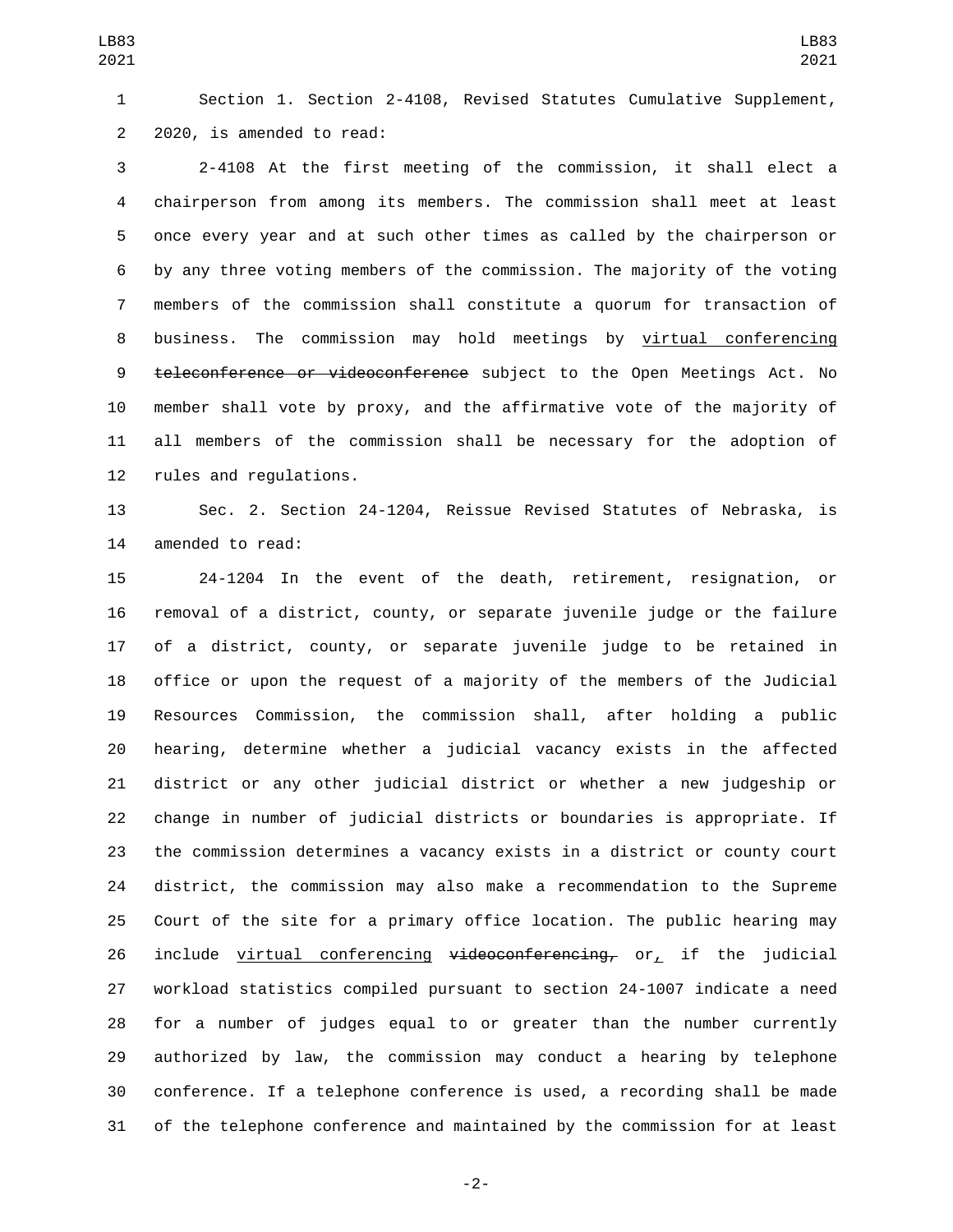Section 1. Section 2-4108, Revised Statutes Cumulative Supplement, 2020, is amended to read:

2-4108 At the first meeting of the commission, it shall elect a chairperson from among its members. The commission shall meet at least once every year and at such other times as called by the chairperson or by any three voting members of the commission. The majority of the voting members of the commission shall constitute a quorum for transaction of business. The commission may hold meetings by <u>virtual conferencing</u> ~~teleconference or videoconference~~ subject to the Open Meetings Act. No member shall vote by proxy, and the affirmative vote of the majority of all members of the commission shall be necessary for the adoption of rules and regulations.

Sec. 2. Section 24-1204, Reissue Revised Statutes of Nebraska, is amended to read:

24-1204 In the event of the death, retirement, resignation, or removal of a district, county, or separate juvenile judge or the failure of a district, county, or separate juvenile judge to be retained in office or upon the request of a majority of the members of the Judicial Resources Commission, the commission shall, after holding a public hearing, determine whether a judicial vacancy exists in the affected district or any other judicial district or whether a new judgeship or change in number of judicial districts or boundaries is appropriate. If the commission determines a vacancy exists in a district or county court district, the commission may also make a recommendation to the Supreme Court of the site for a primary office location. The public hearing may include <u>virtual conferencing</u> ~~videoconferencing,~~ or<u>,</u> if the judicial workload statistics compiled pursuant to section 24-1007 indicate a need for a number of judges equal to or greater than the number currently authorized by law, the commission may conduct a hearing by telephone conference. If a telephone conference is used, a recording shall be made of the telephone conference and maintained by the commission for at least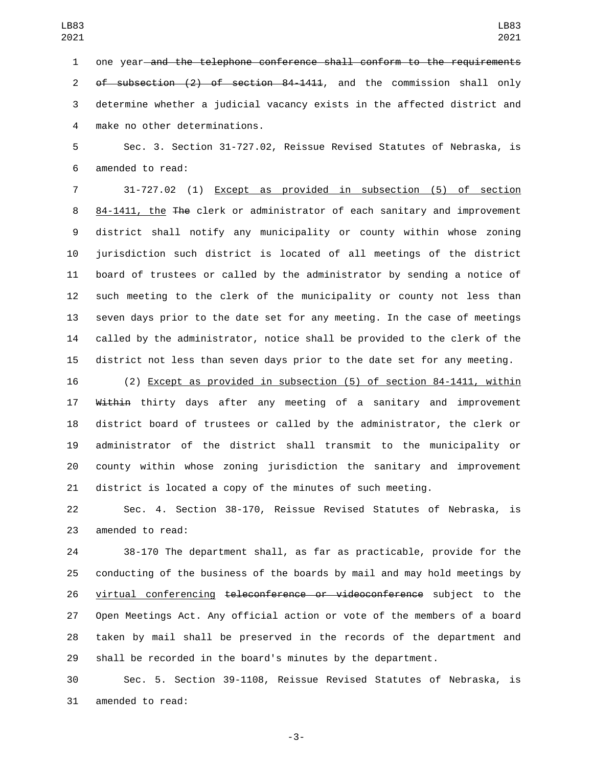one year ~~and the telephone conference shall conform to the requirements of subsection (2) of section 84-1411~~, and the commission shall only determine whether a judicial vacancy exists in the affected district and make no other determinations.

Sec. 3. Section 31-727.02, Reissue Revised Statutes of Nebraska, is amended to read:

31-727.02 (1) <u>Except as provided in subsection (5) of section 84-1411, the</u> ~~The~~ clerk or administrator of each sanitary and improvement district shall notify any municipality or county within whose zoning jurisdiction such district is located of all meetings of the district board of trustees or called by the administrator by sending a notice of such meeting to the clerk of the municipality or county not less than seven days prior to the date set for any meeting. In the case of meetings called by the administrator, notice shall be provided to the clerk of the district not less than seven days prior to the date set for any meeting.

(2) <u>Except as provided in subsection (5) of section 84-1411, within</u> ~~Within~~ thirty days after any meeting of a sanitary and improvement district board of trustees or called by the administrator, the clerk or administrator of the district shall transmit to the municipality or county within whose zoning jurisdiction the sanitary and improvement district is located a copy of the minutes of such meeting.

Sec. 4. Section 38-170, Reissue Revised Statutes of Nebraska, is amended to read:

38-170 The department shall, as far as practicable, provide for the conducting of the business of the boards by mail and may hold meetings by <u>virtual conferencing</u> ~~teleconference or videoconference~~ subject to the Open Meetings Act. Any official action or vote of the members of a board taken by mail shall be preserved in the records of the department and shall be recorded in the board's minutes by the department.

Sec. 5. Section 39-1108, Reissue Revised Statutes of Nebraska, is amended to read: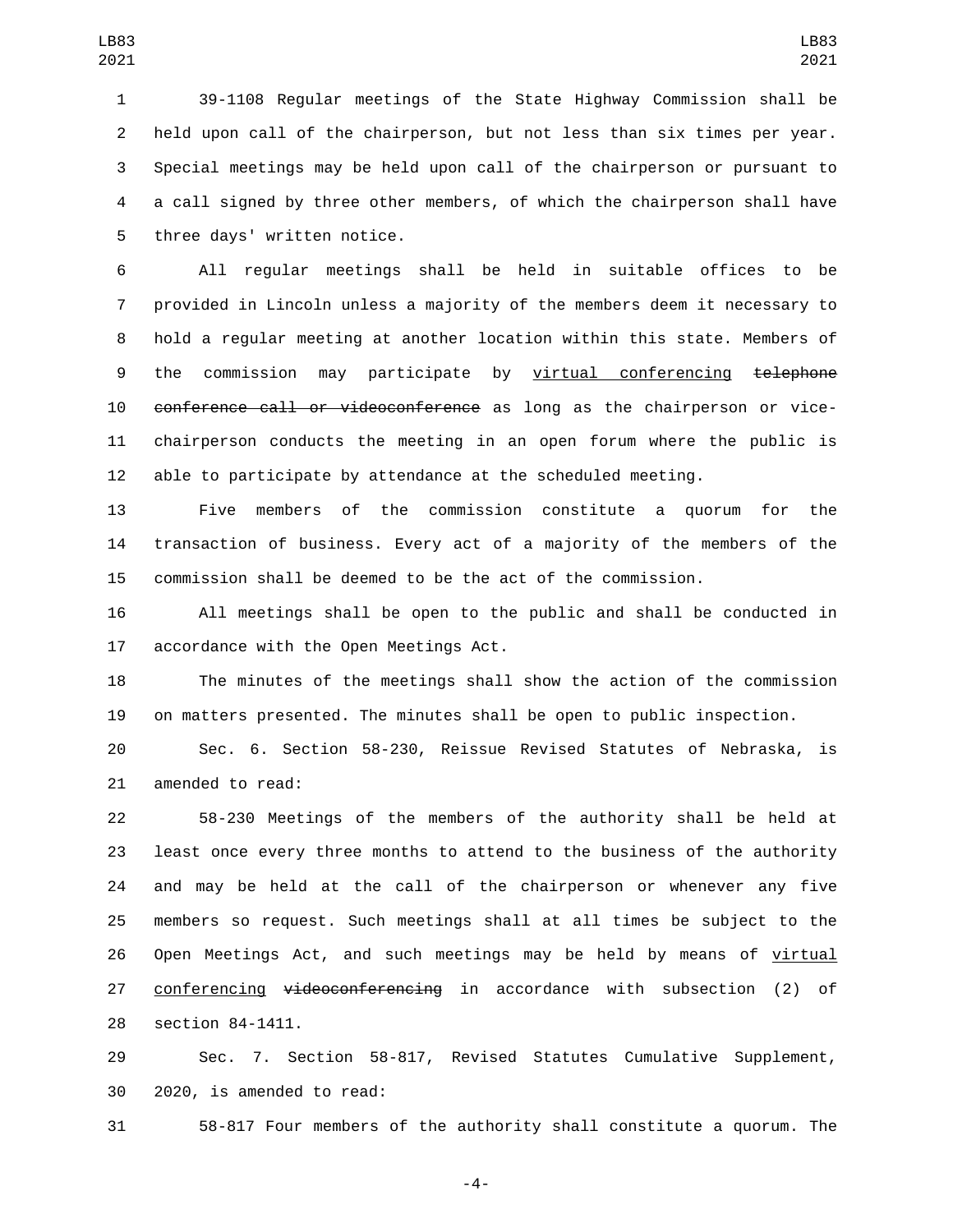39-1108 Regular meetings of the State Highway Commission shall be held upon call of the chairperson, but not less than six times per year. Special meetings may be held upon call of the chairperson or pursuant to a call signed by three other members, of which the chairperson shall have three days' written notice.

All regular meetings shall be held in suitable offices to be provided in Lincoln unless a majority of the members deem it necessary to hold a regular meeting at another location within this state. Members of the commission may participate by <u>virtual conferencing</u> ~~telephone conference call or videoconference~~ as long as the chairperson or vice-chairperson conducts the meeting in an open forum where the public is able to participate by attendance at the scheduled meeting.

Five members of the commission constitute a quorum for the transaction of business. Every act of a majority of the members of the commission shall be deemed to be the act of the commission.

All meetings shall be open to the public and shall be conducted in accordance with the Open Meetings Act.

The minutes of the meetings shall show the action of the commission on matters presented. The minutes shall be open to public inspection.

Sec. 6. Section 58-230, Reissue Revised Statutes of Nebraska, is amended to read:

58-230 Meetings of the members of the authority shall be held at least once every three months to attend to the business of the authority and may be held at the call of the chairperson or whenever any five members so request. Such meetings shall at all times be subject to the Open Meetings Act, and such meetings may be held by means of <u>virtual conferencing</u> ~~videoconferencing~~ in accordance with subsection (2) of section 84-1411.

Sec. 7. Section 58-817, Revised Statutes Cumulative Supplement, 2020, is amended to read:

58-817 Four members of the authority shall constitute a quorum. The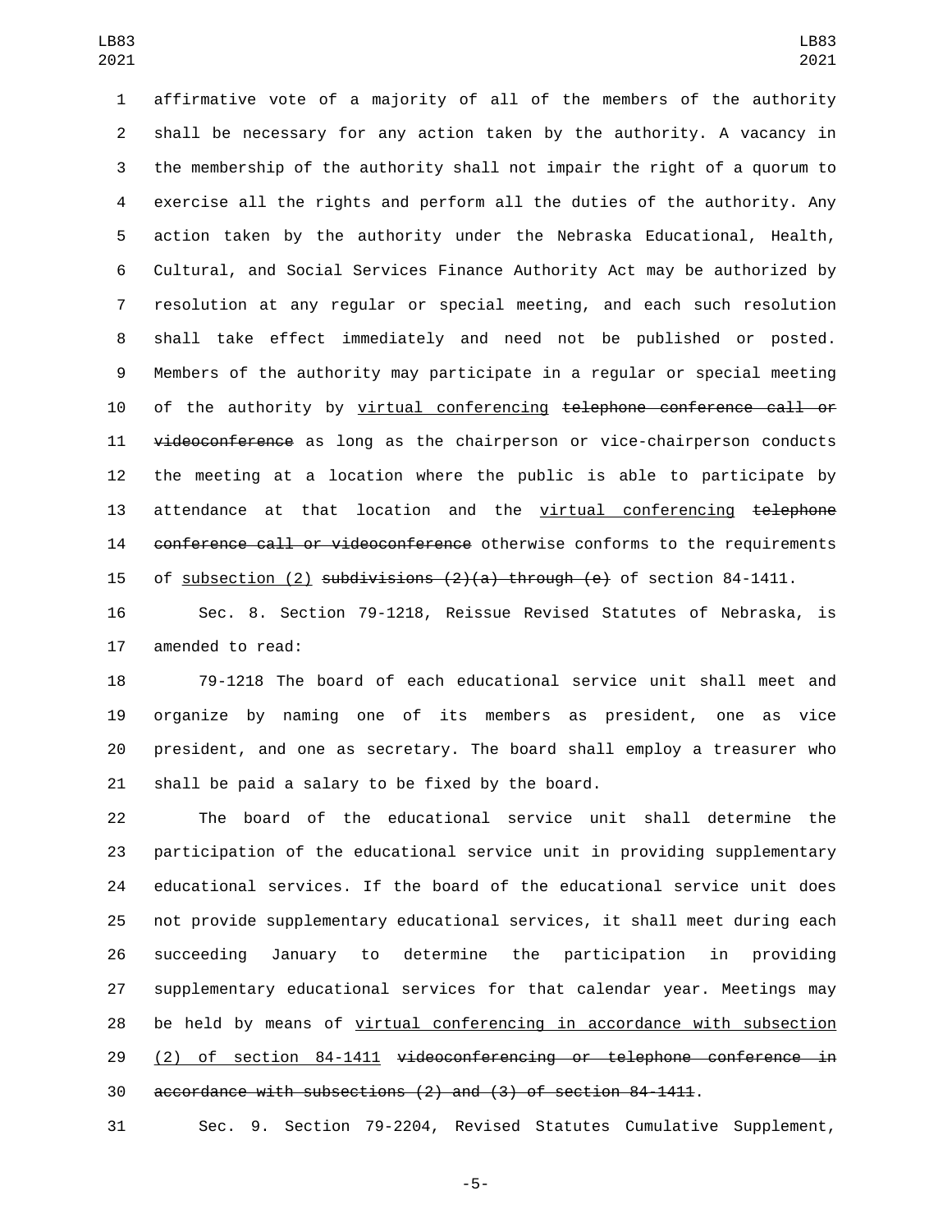affirmative vote of a majority of all of the members of the authority shall be necessary for any action taken by the authority. A vacancy in the membership of the authority shall not impair the right of a quorum to exercise all the rights and perform all the duties of the authority. Any action taken by the authority under the Nebraska Educational, Health, Cultural, and Social Services Finance Authority Act may be authorized by resolution at any regular or special meeting, and each such resolution shall take effect immediately and need not be published or posted. Members of the authority may participate in a regular or special meeting of the authority by <u>virtual conferencing</u> ~~telephone conference call or videoconference~~ as long as the chairperson or vice-chairperson conducts the meeting at a location where the public is able to participate by attendance at that location and the <u>virtual conferencing</u> ~~telephone conference call or videoconference~~ otherwise conforms to the requirements of <u>subsection (2)</u> ~~subdivisions (2)(a) through (e)~~ of section 84-1411.

Sec. 8. Section 79-1218, Reissue Revised Statutes of Nebraska, is amended to read:

79-1218 The board of each educational service unit shall meet and organize by naming one of its members as president, one as vice president, and one as secretary. The board shall employ a treasurer who shall be paid a salary to be fixed by the board.

The board of the educational service unit shall determine the participation of the educational service unit in providing supplementary educational services. If the board of the educational service unit does not provide supplementary educational services, it shall meet during each succeeding January to determine the participation in providing supplementary educational services for that calendar year. Meetings may be held by means of <u>virtual conferencing in accordance with subsection (2) of section 84-1411</u> ~~videoconferencing or telephone conference in accordance with subsections (2) and (3) of section 84-1411~~.

Sec. 9. Section 79-2204, Revised Statutes Cumulative Supplement,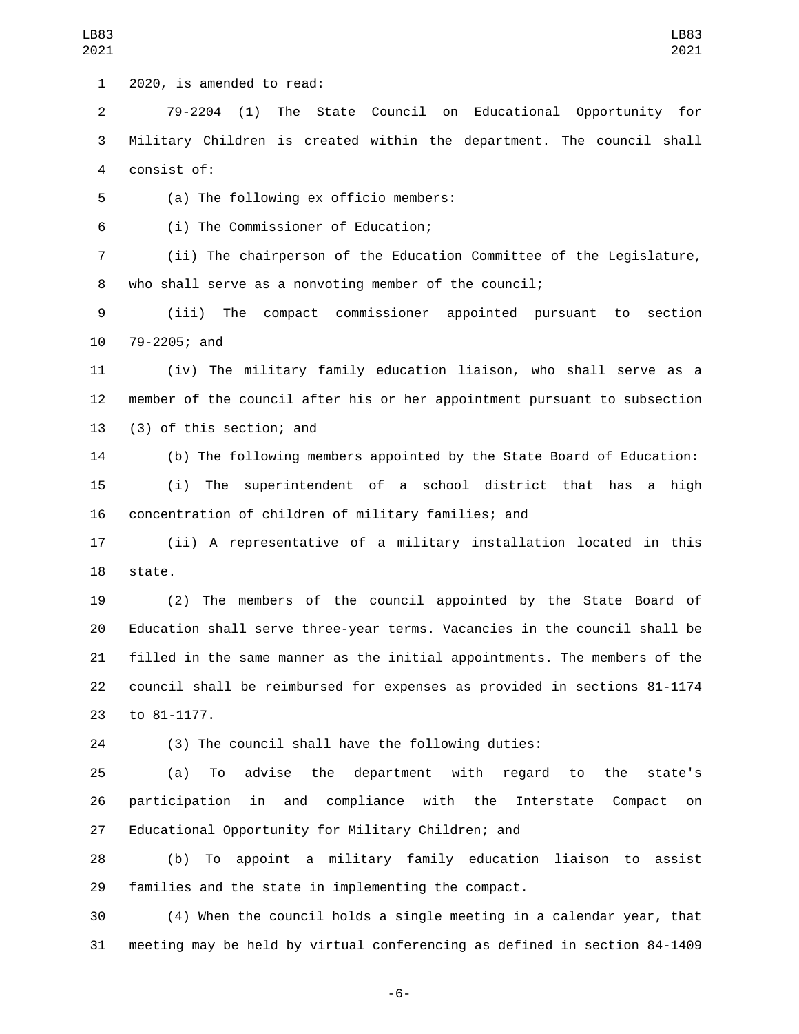2020, is amended to read:

79-2204 (1) The State Council on Educational Opportunity for Military Children is created within the department. The council shall consist of:

(a) The following ex officio members:

(i) The Commissioner of Education;

(ii) The chairperson of the Education Committee of the Legislature, who shall serve as a nonvoting member of the council;

(iii) The compact commissioner appointed pursuant to section 79-2205; and

(iv) The military family education liaison, who shall serve as a member of the council after his or her appointment pursuant to subsection (3) of this section; and

(b) The following members appointed by the State Board of Education:

(i) The superintendent of a school district that has a high concentration of children of military families; and

(ii) A representative of a military installation located in this state.

(2) The members of the council appointed by the State Board of Education shall serve three-year terms. Vacancies in the council shall be filled in the same manner as the initial appointments. The members of the council shall be reimbursed for expenses as provided in sections 81-1174 to 81-1177.

(3) The council shall have the following duties:

(a) To advise the department with regard to the state's participation in and compliance with the Interstate Compact on Educational Opportunity for Military Children; and

(b) To appoint a military family education liaison to assist families and the state in implementing the compact.

(4) When the council holds a single meeting in a calendar year, that meeting may be held by <u>virtual conferencing as defined in section 84-1409</u>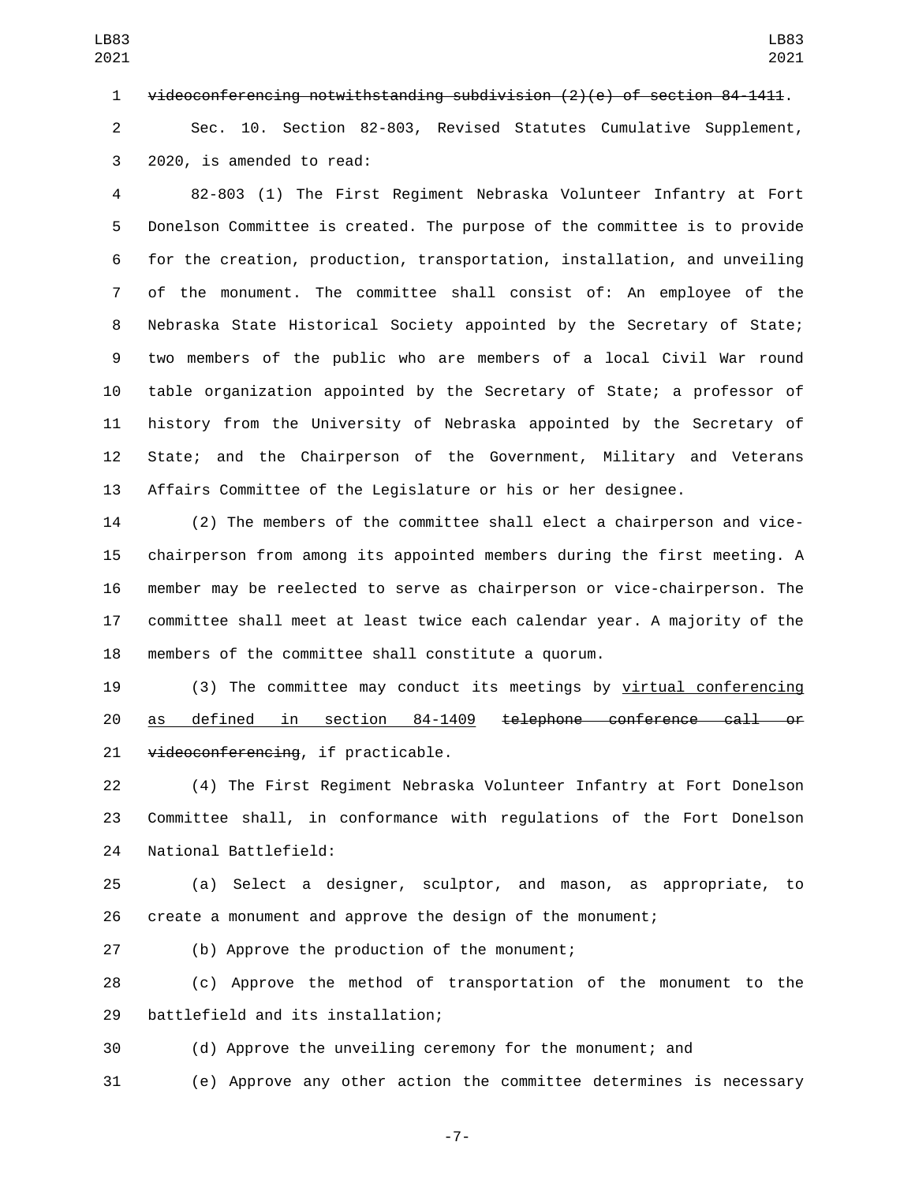~~videoconferencing notwithstanding subdivision (2)(e) of section 84-1411~~.

Sec. 10. Section 82-803, Revised Statutes Cumulative Supplement, 2020, is amended to read:

82-803 (1) The First Regiment Nebraska Volunteer Infantry at Fort Donelson Committee is created. The purpose of the committee is to provide for the creation, production, transportation, installation, and unveiling of the monument. The committee shall consist of: An employee of the Nebraska State Historical Society appointed by the Secretary of State; two members of the public who are members of a local Civil War round table organization appointed by the Secretary of State; a professor of history from the University of Nebraska appointed by the Secretary of State; and the Chairperson of the Government, Military and Veterans Affairs Committee of the Legislature or his or her designee.

(2) The members of the committee shall elect a chairperson and vice-chairperson from among its appointed members during the first meeting. A member may be reelected to serve as chairperson or vice-chairperson. The committee shall meet at least twice each calendar year. A majority of the members of the committee shall constitute a quorum.

(3) The committee may conduct its meetings by <u>virtual conferencing as defined in section 84-1409</u> ~~telephone conference call or videoconferencing~~, if practicable.

(4) The First Regiment Nebraska Volunteer Infantry at Fort Donelson Committee shall, in conformance with regulations of the Fort Donelson National Battlefield:

(a) Select a designer, sculptor, and mason, as appropriate, to create a monument and approve the design of the monument;

(b) Approve the production of the monument;

(c) Approve the method of transportation of the monument to the battlefield and its installation;

(d) Approve the unveiling ceremony for the monument; and

(e) Approve any other action the committee determines is necessary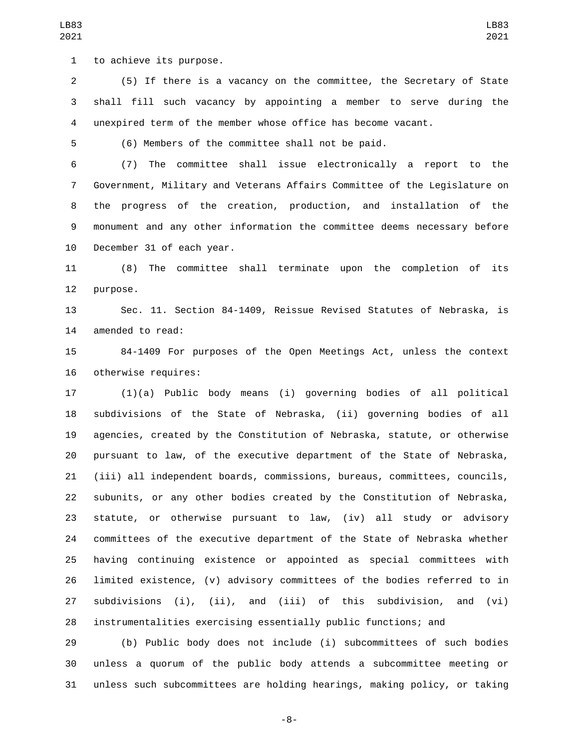to achieve its purpose.

(5) If there is a vacancy on the committee, the Secretary of State shall fill such vacancy by appointing a member to serve during the unexpired term of the member whose office has become vacant.

(6) Members of the committee shall not be paid.

(7) The committee shall issue electronically a report to the Government, Military and Veterans Affairs Committee of the Legislature on the progress of the creation, production, and installation of the monument and any other information the committee deems necessary before December 31 of each year.

(8) The committee shall terminate upon the completion of its purpose.

Sec. 11. Section 84-1409, Reissue Revised Statutes of Nebraska, is amended to read:

84-1409 For purposes of the Open Meetings Act, unless the context otherwise requires:

(1)(a) Public body means (i) governing bodies of all political subdivisions of the State of Nebraska, (ii) governing bodies of all agencies, created by the Constitution of Nebraska, statute, or otherwise pursuant to law, of the executive department of the State of Nebraska, (iii) all independent boards, commissions, bureaus, committees, councils, subunits, or any other bodies created by the Constitution of Nebraska, statute, or otherwise pursuant to law, (iv) all study or advisory committees of the executive department of the State of Nebraska whether having continuing existence or appointed as special committees with limited existence, (v) advisory committees of the bodies referred to in subdivisions (i), (ii), and (iii) of this subdivision, and (vi) instrumentalities exercising essentially public functions; and

(b) Public body does not include (i) subcommittees of such bodies unless a quorum of the public body attends a subcommittee meeting or unless such subcommittees are holding hearings, making policy, or taking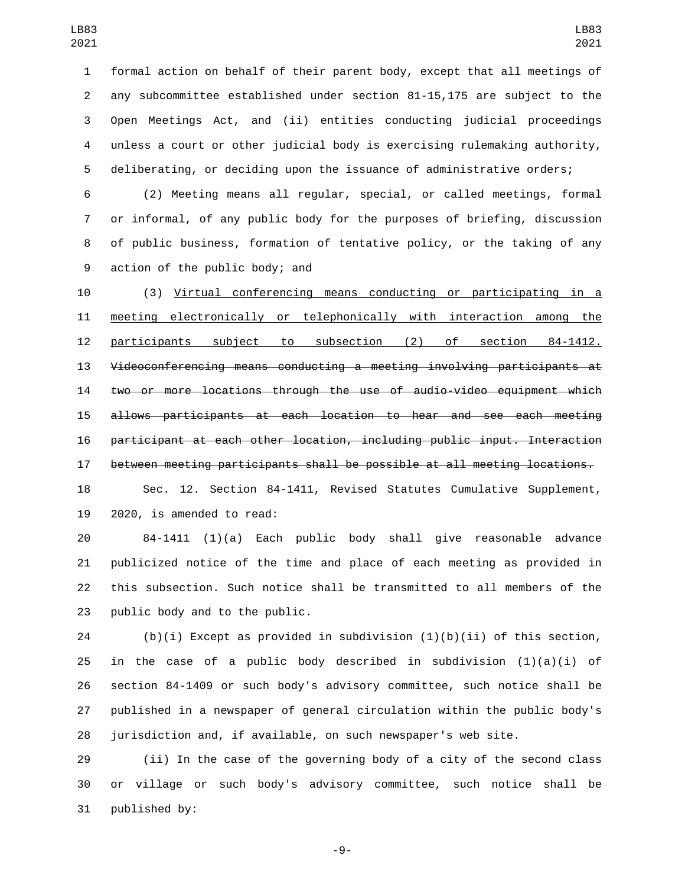formal action on behalf of their parent body, except that all meetings of any subcommittee established under section 81-15,175 are subject to the Open Meetings Act, and (ii) entities conducting judicial proceedings unless a court or other judicial body is exercising rulemaking authority, deliberating, or deciding upon the issuance of administrative orders;

(2) Meeting means all regular, special, or called meetings, formal or informal, of any public body for the purposes of briefing, discussion of public business, formation of tentative policy, or the taking of any action of the public body; and

(3) <u>Virtual conferencing means conducting or participating in a meeting electronically or telephonically with interaction among the participants subject to subsection (2) of section 84-1412.</u> ~~Videoconferencing means conducting a meeting involving participants at two or more locations through the use of audio-video equipment which allows participants at each location to hear and see each meeting participant at each other location, including public input. Interaction between meeting participants shall be possible at all meeting locations.~~

Sec. 12. Section 84-1411, Revised Statutes Cumulative Supplement, 2020, is amended to read:

84-1411 (1)(a) Each public body shall give reasonable advance publicized notice of the time and place of each meeting as provided in this subsection. Such notice shall be transmitted to all members of the public body and to the public.

(b)(i) Except as provided in subdivision (1)(b)(ii) of this section, in the case of a public body described in subdivision (1)(a)(i) of section 84-1409 or such body's advisory committee, such notice shall be published in a newspaper of general circulation within the public body's jurisdiction and, if available, on such newspaper's web site.

(ii) In the case of the governing body of a city of the second class or village or such body's advisory committee, such notice shall be published by: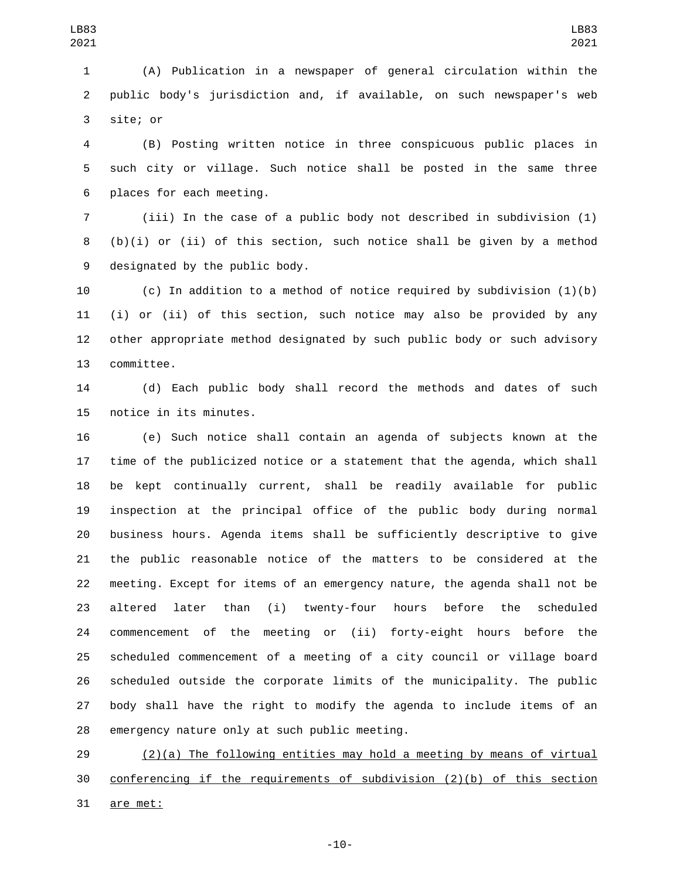(A) Publication in a newspaper of general circulation within the public body's jurisdiction and, if available, on such newspaper's web site; or

(B) Posting written notice in three conspicuous public places in such city or village. Such notice shall be posted in the same three places for each meeting.

(iii) In the case of a public body not described in subdivision (1)(b)(i) or (ii) of this section, such notice shall be given by a method designated by the public body.

(c) In addition to a method of notice required by subdivision (1)(b)(i) or (ii) of this section, such notice may also be provided by any other appropriate method designated by such public body or such advisory committee.

(d) Each public body shall record the methods and dates of such notice in its minutes.

(e) Such notice shall contain an agenda of subjects known at the time of the publicized notice or a statement that the agenda, which shall be kept continually current, shall be readily available for public inspection at the principal office of the public body during normal business hours. Agenda items shall be sufficiently descriptive to give the public reasonable notice of the matters to be considered at the meeting. Except for items of an emergency nature, the agenda shall not be altered later than (i) twenty-four hours before the scheduled commencement of the meeting or (ii) forty-eight hours before the scheduled commencement of a meeting of a city council or village board scheduled outside the corporate limits of the municipality. The public body shall have the right to modify the agenda to include items of an emergency nature only at such public meeting.

<u>(2)(a) The following entities may hold a meeting by means of virtual conferencing if the requirements of subdivision (2)(b) of this section are met:</u>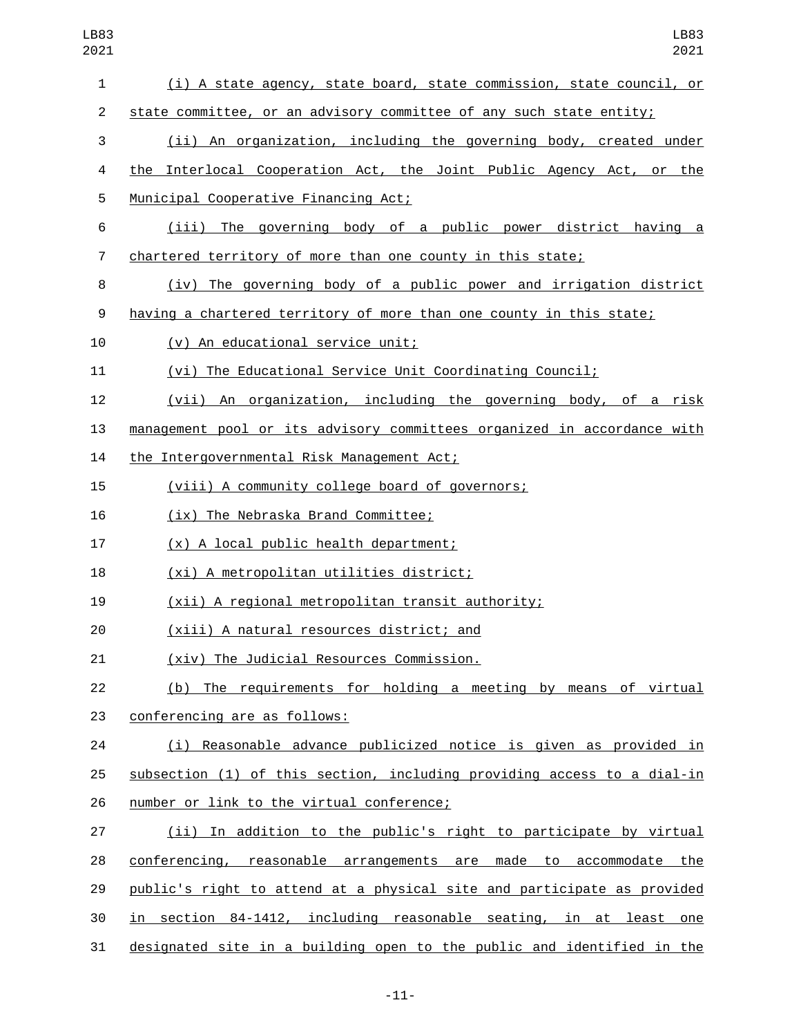(i) A state agency, state board, state commission, state council, or state committee, or an advisory committee of any such state entity;

(ii) An organization, including the governing body, created under the Interlocal Cooperation Act, the Joint Public Agency Act, or the Municipal Cooperative Financing Act;

(iii) The governing body of a public power district having a chartered territory of more than one county in this state;

(iv) The governing body of a public power and irrigation district having a chartered territory of more than one county in this state;

(v) An educational service unit;

(vi) The Educational Service Unit Coordinating Council;

(vii) An organization, including the governing body, of a risk management pool or its advisory committees organized in accordance with the Intergovernmental Risk Management Act;

(viii) A community college board of governors;

(ix) The Nebraska Brand Committee;

(x) A local public health department;

(xi) A metropolitan utilities district;

(xii) A regional metropolitan transit authority;

(xiii) A natural resources district; and

(xiv) The Judicial Resources Commission.

(b) The requirements for holding a meeting by means of virtual conferencing are as follows:

(i) Reasonable advance publicized notice is given as provided in subsection (1) of this section, including providing access to a dial-in number or link to the virtual conference;

(ii) In addition to the public's right to participate by virtual conferencing, reasonable arrangements are made to accommodate the public's right to attend at a physical site and participate as provided in section 84-1412, including reasonable seating, in at least one designated site in a building open to the public and identified in the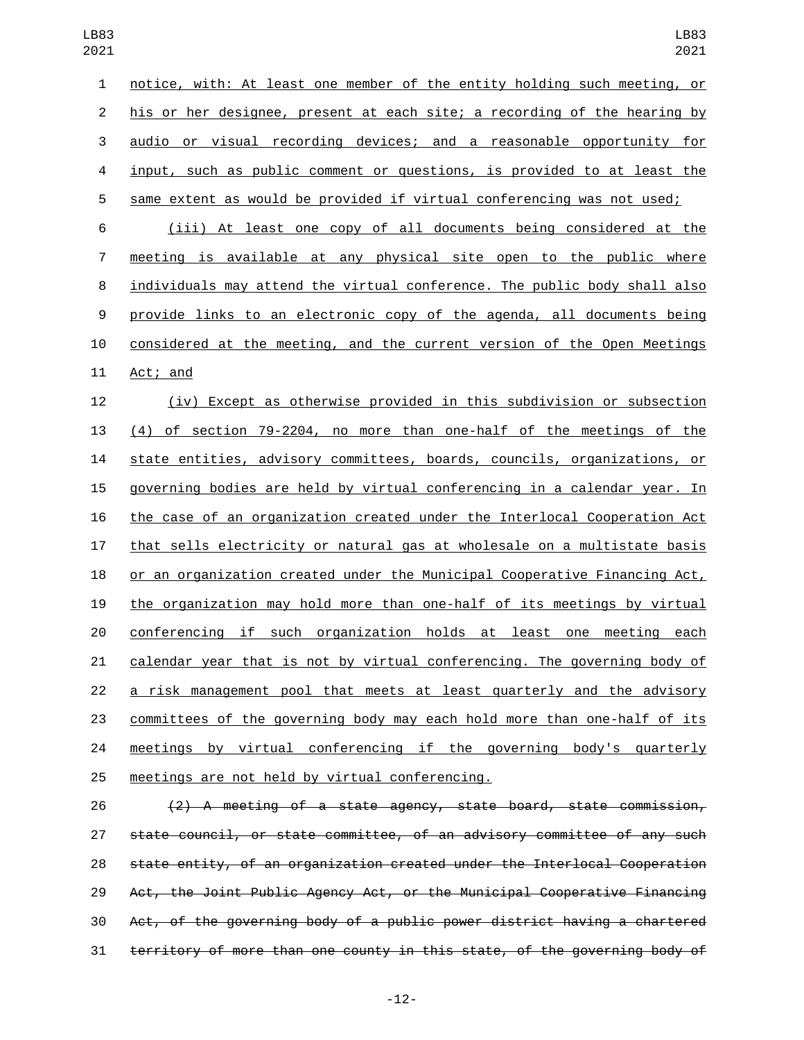notice, with: At least one member of the entity holding such meeting, or his or her designee, present at each site; a recording of the hearing by audio or visual recording devices; and a reasonable opportunity for input, such as public comment or questions, is provided to at least the same extent as would be provided if virtual conferencing was not used;

(iii) At least one copy of all documents being considered at the meeting is available at any physical site open to the public where individuals may attend the virtual conference. The public body shall also provide links to an electronic copy of the agenda, all documents being considered at the meeting, and the current version of the Open Meetings Act; and

(iv) Except as otherwise provided in this subdivision or subsection (4) of section 79-2204, no more than one-half of the meetings of the state entities, advisory committees, boards, councils, organizations, or governing bodies are held by virtual conferencing in a calendar year. In the case of an organization created under the Interlocal Cooperation Act that sells electricity or natural gas at wholesale on a multistate basis or an organization created under the Municipal Cooperative Financing Act, the organization may hold more than one-half of its meetings by virtual conferencing if such organization holds at least one meeting each calendar year that is not by virtual conferencing. The governing body of a risk management pool that meets at least quarterly and the advisory committees of the governing body may each hold more than one-half of its meetings by virtual conferencing if the governing body's quarterly meetings are not held by virtual conferencing.

~~(2) A meeting of a state agency, state board, state commission, state council, or state committee, of an advisory committee of any such state entity, of an organization created under the Interlocal Cooperation Act, the Joint Public Agency Act, or the Municipal Cooperative Financing Act, of the governing body of a public power district having a chartered territory of more than one county in this state, of the governing body of~~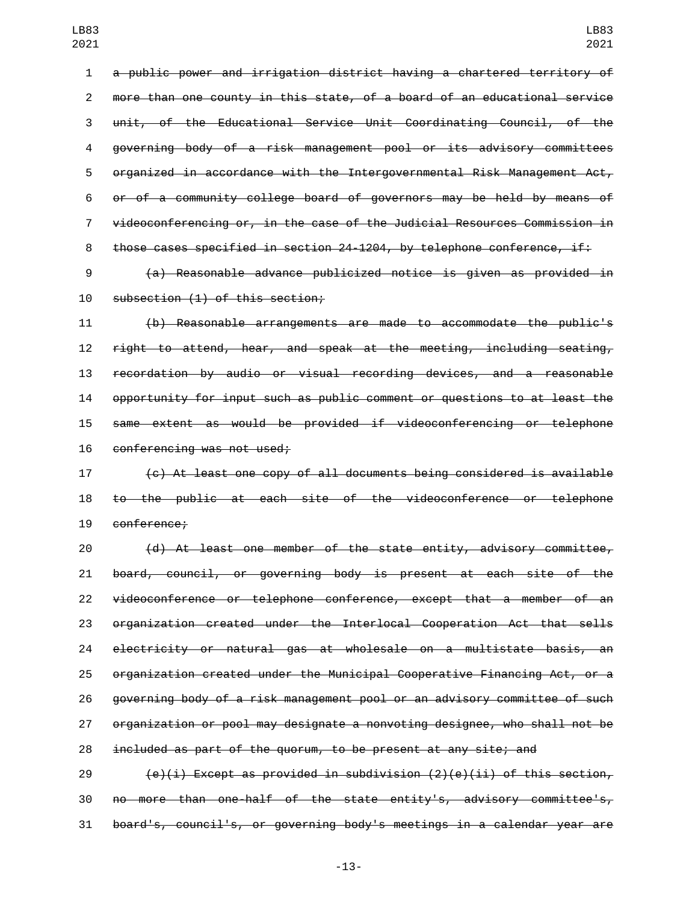~~a public power and irrigation district having a chartered territory of more than one county in this state, of a board of an educational service unit, of the Educational Service Unit Coordinating Council, of the governing body of a risk management pool or its advisory committees organized in accordance with the Intergovernmental Risk Management Act, or of a community college board of governors may be held by means of videoconferencing or, in the case of the Judicial Resources Commission in those cases specified in section 24-1204, by telephone conference, if:~~

~~(a) Reasonable advance publicized notice is given as provided in subsection (1) of this section;~~

~~(b) Reasonable arrangements are made to accommodate the public's right to attend, hear, and speak at the meeting, including seating, recordation by audio or visual recording devices, and a reasonable opportunity for input such as public comment or questions to at least the same extent as would be provided if videoconferencing or telephone conferencing was not used;~~

~~(c) At least one copy of all documents being considered is available to the public at each site of the videoconference or telephone conference;~~

~~(d) At least one member of the state entity, advisory committee, board, council, or governing body is present at each site of the videoconference or telephone conference, except that a member of an organization created under the Interlocal Cooperation Act that sells electricity or natural gas at wholesale on a multistate basis, an organization created under the Municipal Cooperative Financing Act, or a governing body of a risk management pool or an advisory committee of such organization or pool may designate a nonvoting designee, who shall not be included as part of the quorum, to be present at any site; and~~

~~(e)(i) Except as provided in subdivision (2)(e)(ii) of this section, no more than one-half of the state entity's, advisory committee's, board's, council's, or governing body's meetings in a calendar year are~~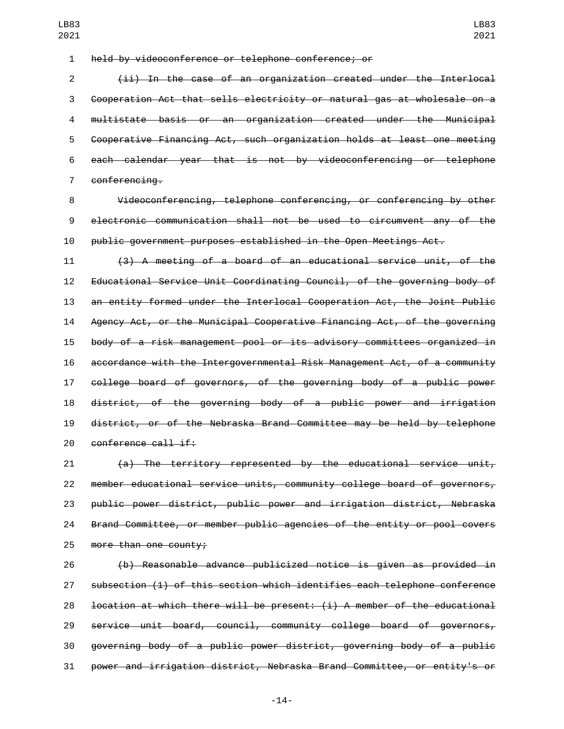~~held by videoconference or telephone conference; or~~

~~(ii) In the case of an organization created under the Interlocal Cooperation Act that sells electricity or natural gas at wholesale on a multistate basis or an organization created under the Municipal Cooperative Financing Act, such organization holds at least one meeting each calendar year that is not by videoconferencing or telephone conferencing.~~

~~Videoconferencing, telephone conferencing, or conferencing by other electronic communication shall not be used to circumvent any of the public government purposes established in the Open Meetings Act.~~

~~(3) A meeting of a board of an educational service unit, of the Educational Service Unit Coordinating Council, of the governing body of an entity formed under the Interlocal Cooperation Act, the Joint Public Agency Act, or the Municipal Cooperative Financing Act, of the governing body of a risk management pool or its advisory committees organized in accordance with the Intergovernmental Risk Management Act, of a community college board of governors, of the governing body of a public power district, of the governing body of a public power and irrigation district, or of the Nebraska Brand Committee may be held by telephone conference call if:~~

~~(a) The territory represented by the educational service unit, member educational service units, community college board of governors, public power district, public power and irrigation district, Nebraska Brand Committee, or member public agencies of the entity or pool covers more than one county;~~

~~(b) Reasonable advance publicized notice is given as provided in subsection (1) of this section which identifies each telephone conference location at which there will be present: (i) A member of the educational service unit board, council, community college board of governors, governing body of a public power district, governing body of a public power and irrigation district, Nebraska Brand Committee, or entity's or~~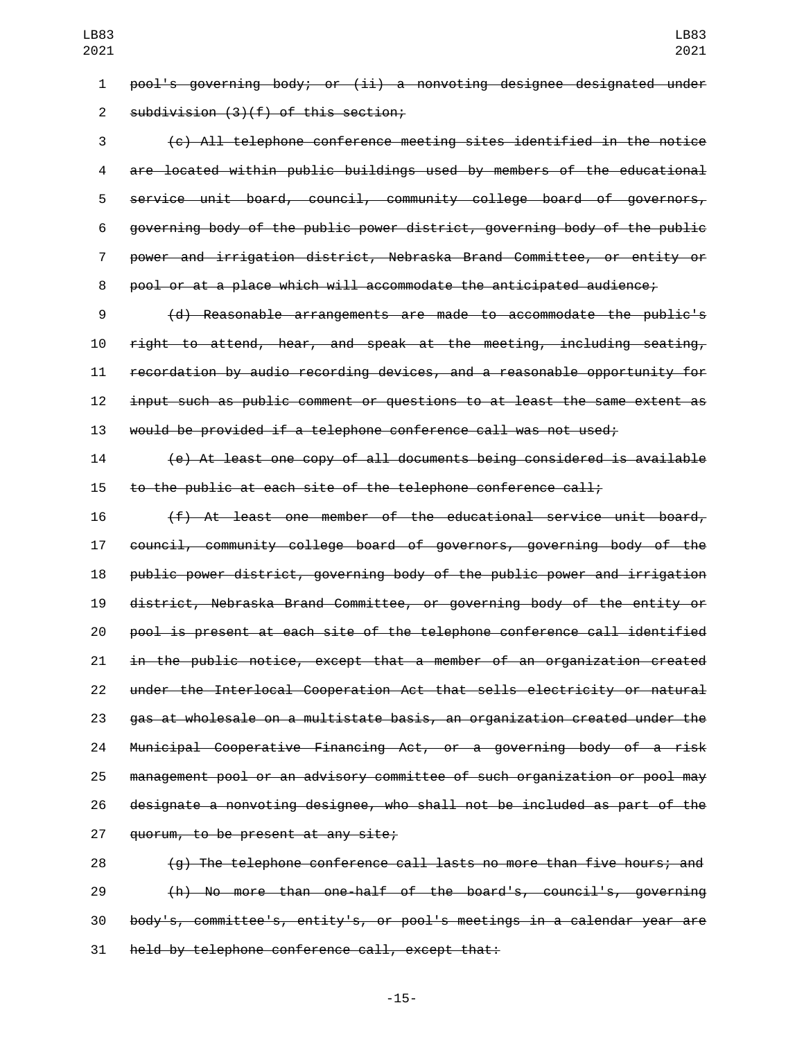pool's governing body; or (ii) a nonvoting designee designated under subdivision (3)(f) of this section;

(c) All telephone conference meeting sites identified in the notice are located within public buildings used by members of the educational service unit board, council, community college board of governors, governing body of the public power district, governing body of the public power and irrigation district, Nebraska Brand Committee, or entity or pool or at a place which will accommodate the anticipated audience;

(d) Reasonable arrangements are made to accommodate the public's right to attend, hear, and speak at the meeting, including seating, recordation by audio recording devices, and a reasonable opportunity for input such as public comment or questions to at least the same extent as would be provided if a telephone conference call was not used;

(e) At least one copy of all documents being considered is available to the public at each site of the telephone conference call;

(f) At least one member of the educational service unit board, council, community college board of governors, governing body of the public power district, governing body of the public power and irrigation district, Nebraska Brand Committee, or governing body of the entity or pool is present at each site of the telephone conference call identified in the public notice, except that a member of an organization created under the Interlocal Cooperation Act that sells electricity or natural gas at wholesale on a multistate basis, an organization created under the Municipal Cooperative Financing Act, or a governing body of a risk management pool or an advisory committee of such organization or pool may designate a nonvoting designee, who shall not be included as part of the quorum, to be present at any site;

(g) The telephone conference call lasts no more than five hours; and

(h) No more than one-half of the board's, council's, governing body's, committee's, entity's, or pool's meetings in a calendar year are held by telephone conference call, except that: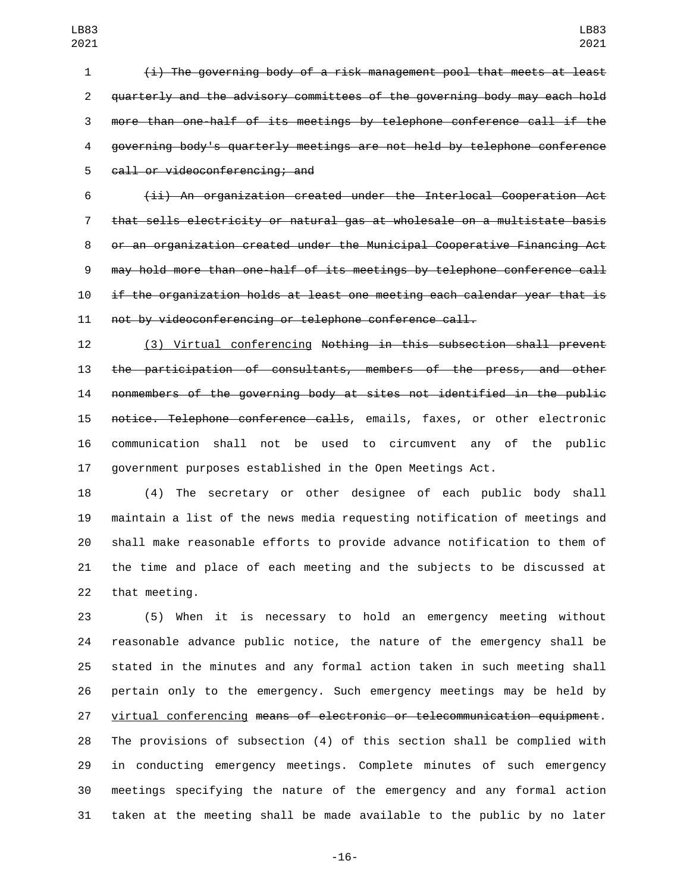~~(i) The governing body of a risk management pool that meets at least quarterly and the advisory committees of the governing body may each hold more than one-half of its meetings by telephone conference call if the governing body's quarterly meetings are not held by telephone conference call or videoconferencing; and~~

~~(ii) An organization created under the Interlocal Cooperation Act that sells electricity or natural gas at wholesale on a multistate basis or an organization created under the Municipal Cooperative Financing Act may hold more than one-half of its meetings by telephone conference call if the organization holds at least one meeting each calendar year that is not by videoconferencing or telephone conference call.~~

(3) Virtual conferencing ~~Nothing in this subsection shall prevent the participation of consultants, members of the press, and other nonmembers of the governing body at sites not identified in the public notice. Telephone conference calls~~, emails, faxes, or other electronic communication shall not be used to circumvent any of the public government purposes established in the Open Meetings Act.

(4) The secretary or other designee of each public body shall maintain a list of the news media requesting notification of meetings and shall make reasonable efforts to provide advance notification to them of the time and place of each meeting and the subjects to be discussed at that meeting.

(5) When it is necessary to hold an emergency meeting without reasonable advance public notice, the nature of the emergency shall be stated in the minutes and any formal action taken in such meeting shall pertain only to the emergency. Such emergency meetings may be held by virtual conferencing ~~means of electronic or telecommunication equipment~~. The provisions of subsection (4) of this section shall be complied with in conducting emergency meetings. Complete minutes of such emergency meetings specifying the nature of the emergency and any formal action taken at the meeting shall be made available to the public by no later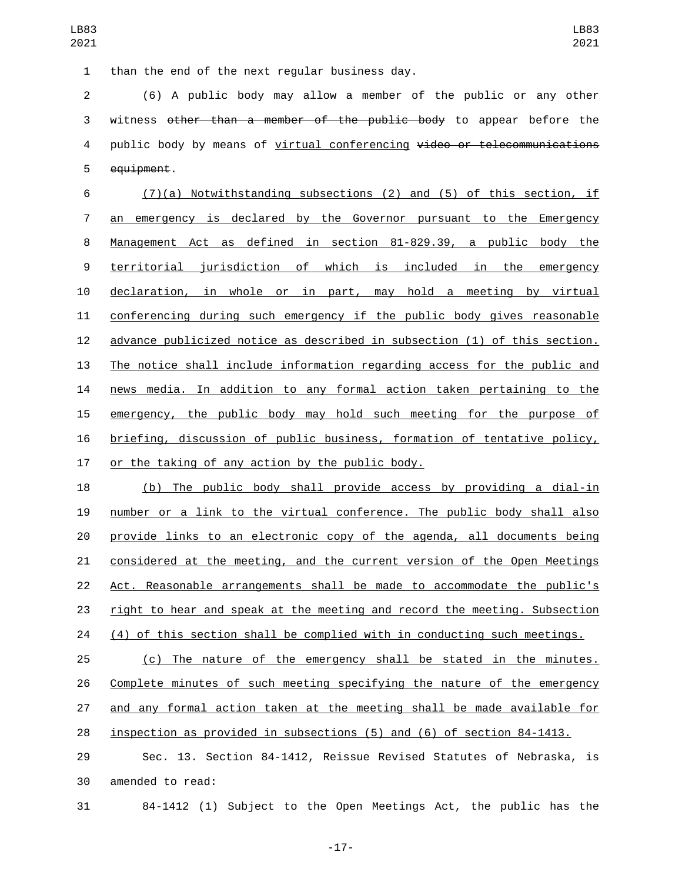than the end of the next regular business day.

(6) A public body may allow a member of the public or any other witness ~~other than a member of the public body~~ to appear before the public body by means of <u>virtual conferencing</u> ~~video or telecommunications equipment~~.

<u>(7)(a) Notwithstanding subsections (2) and (5) of this section, if an emergency is declared by the Governor pursuant to the Emergency Management Act as defined in section 81-829.39, a public body the territorial jurisdiction of which is included in the emergency declaration, in whole or in part, may hold a meeting by virtual conferencing during such emergency if the public body gives reasonable advance publicized notice as described in subsection (1) of this section. The notice shall include information regarding access for the public and news media. In addition to any formal action taken pertaining to the emergency, the public body may hold such meeting for the purpose of briefing, discussion of public business, formation of tentative policy, or the taking of any action by the public body.</u>

<u>(b) The public body shall provide access by providing a dial-in number or a link to the virtual conference. The public body shall also provide links to an electronic copy of the agenda, all documents being considered at the meeting, and the current version of the Open Meetings Act. Reasonable arrangements shall be made to accommodate the public's right to hear and speak at the meeting and record the meeting. Subsection (4) of this section shall be complied with in conducting such meetings.</u>

<u>(c) The nature of the emergency shall be stated in the minutes. Complete minutes of such meeting specifying the nature of the emergency and any formal action taken at the meeting shall be made available for inspection as provided in subsections (5) and (6) of section 84-1413.</u>

Sec. 13. Section 84-1412, Reissue Revised Statutes of Nebraska, is amended to read:

84-1412 (1) Subject to the Open Meetings Act, the public has the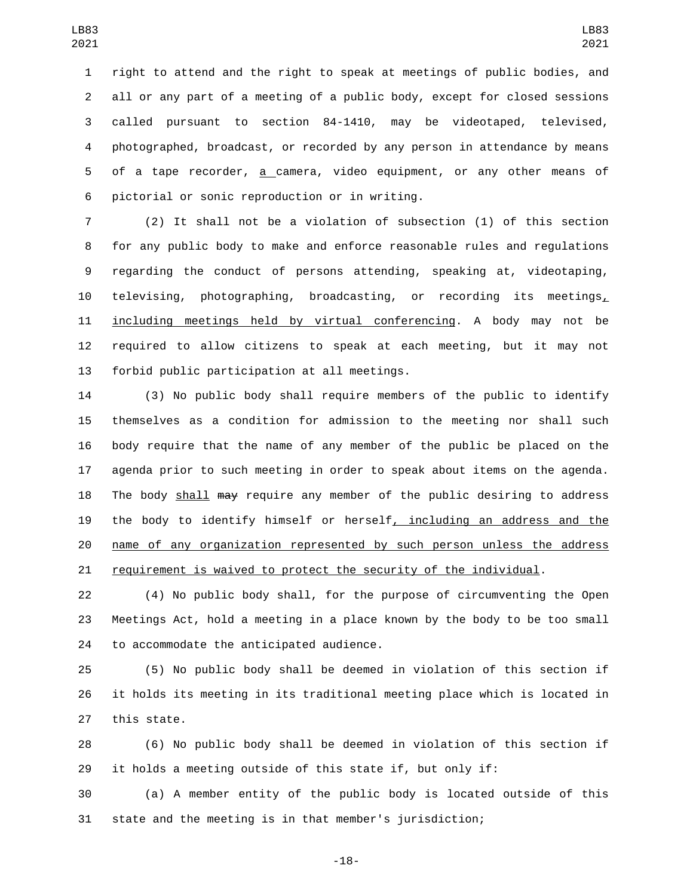right to attend and the right to speak at meetings of public bodies, and all or any part of a meeting of a public body, except for closed sessions called pursuant to section 84-1410, may be videotaped, televised, photographed, broadcast, or recorded by any person in attendance by means of a tape recorder, a camera, video equipment, or any other means of pictorial or sonic reproduction or in writing.

(2) It shall not be a violation of subsection (1) of this section for any public body to make and enforce reasonable rules and regulations regarding the conduct of persons attending, speaking at, videotaping, televising, photographing, broadcasting, or recording its meetings, including meetings held by virtual conferencing. A body may not be required to allow citizens to speak at each meeting, but it may not forbid public participation at all meetings.

(3) No public body shall require members of the public to identify themselves as a condition for admission to the meeting nor shall such body require that the name of any member of the public be placed on the agenda prior to such meeting in order to speak about items on the agenda. The body shall ~~may~~ require any member of the public desiring to address the body to identify himself or herself, including an address and the name of any organization represented by such person unless the address requirement is waived to protect the security of the individual.

(4) No public body shall, for the purpose of circumventing the Open Meetings Act, hold a meeting in a place known by the body to be too small to accommodate the anticipated audience.

(5) No public body shall be deemed in violation of this section if it holds its meeting in its traditional meeting place which is located in this state.

(6) No public body shall be deemed in violation of this section if it holds a meeting outside of this state if, but only if:

(a) A member entity of the public body is located outside of this state and the meeting is in that member's jurisdiction;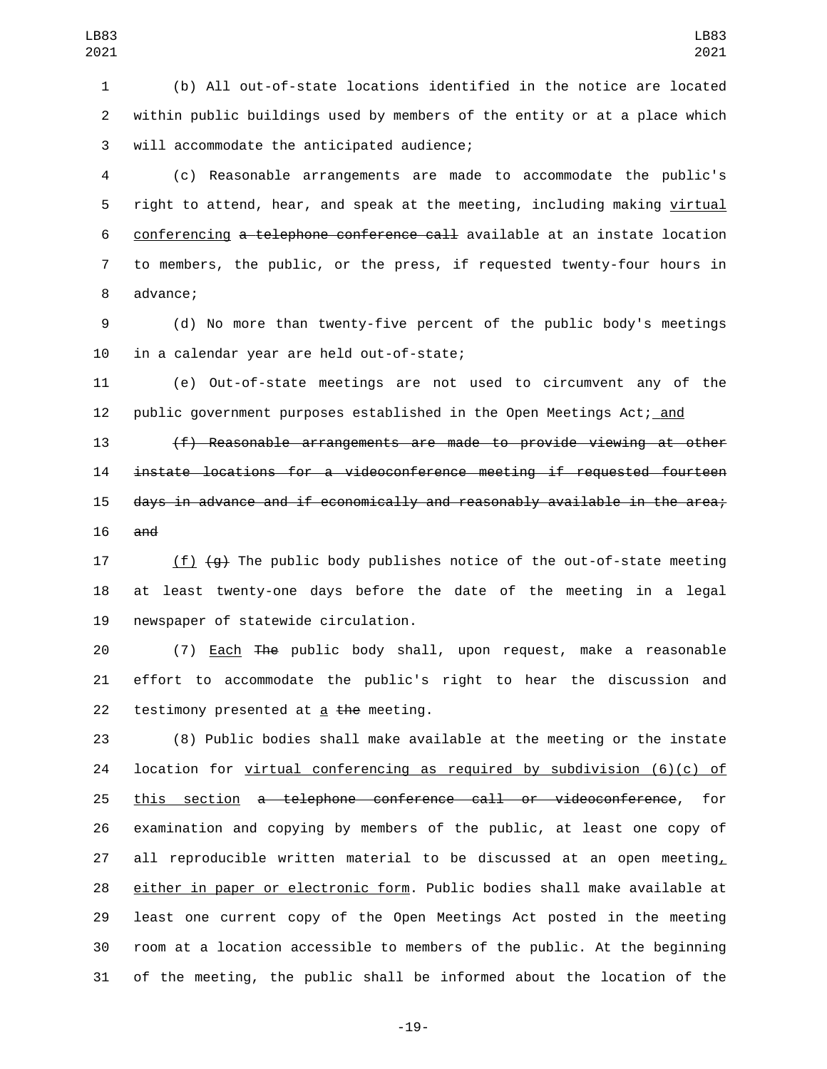(b) All out-of-state locations identified in the notice are located within public buildings used by members of the entity or at a place which will accommodate the anticipated audience;

(c) Reasonable arrangements are made to accommodate the public's right to attend, hear, and speak at the meeting, including making <u>virtual conferencing</u> ~~a telephone conference call~~ available at an instate location to members, the public, or the press, if requested twenty-four hours in advance;

(d) No more than twenty-five percent of the public body's meetings in a calendar year are held out-of-state;

(e) Out-of-state meetings are not used to circumvent any of the public government purposes established in the Open Meetings Act;<u> and</u>

~~(f) Reasonable arrangements are made to provide viewing at other instate locations for a videoconference meeting if requested fourteen days in advance and if economically and reasonably available in the area; and~~

<u>(f)</u> ~~(g)~~ The public body publishes notice of the out-of-state meeting at least twenty-one days before the date of the meeting in a legal newspaper of statewide circulation.

(7) <u>Each</u> ~~The~~ public body shall, upon request, make a reasonable effort to accommodate the public's right to hear the discussion and testimony presented at <u>a</u> ~~the~~ meeting.

(8) Public bodies shall make available at the meeting or the instate location for <u>virtual conferencing as required by subdivision (6)(c) of this section</u> ~~a telephone conference call or videoconference~~, for examination and copying by members of the public, at least one copy of all reproducible written material to be discussed at an open meeting<u>, either in paper or electronic form</u>. Public bodies shall make available at least one current copy of the Open Meetings Act posted in the meeting room at a location accessible to members of the public. At the beginning of the meeting, the public shall be informed about the location of the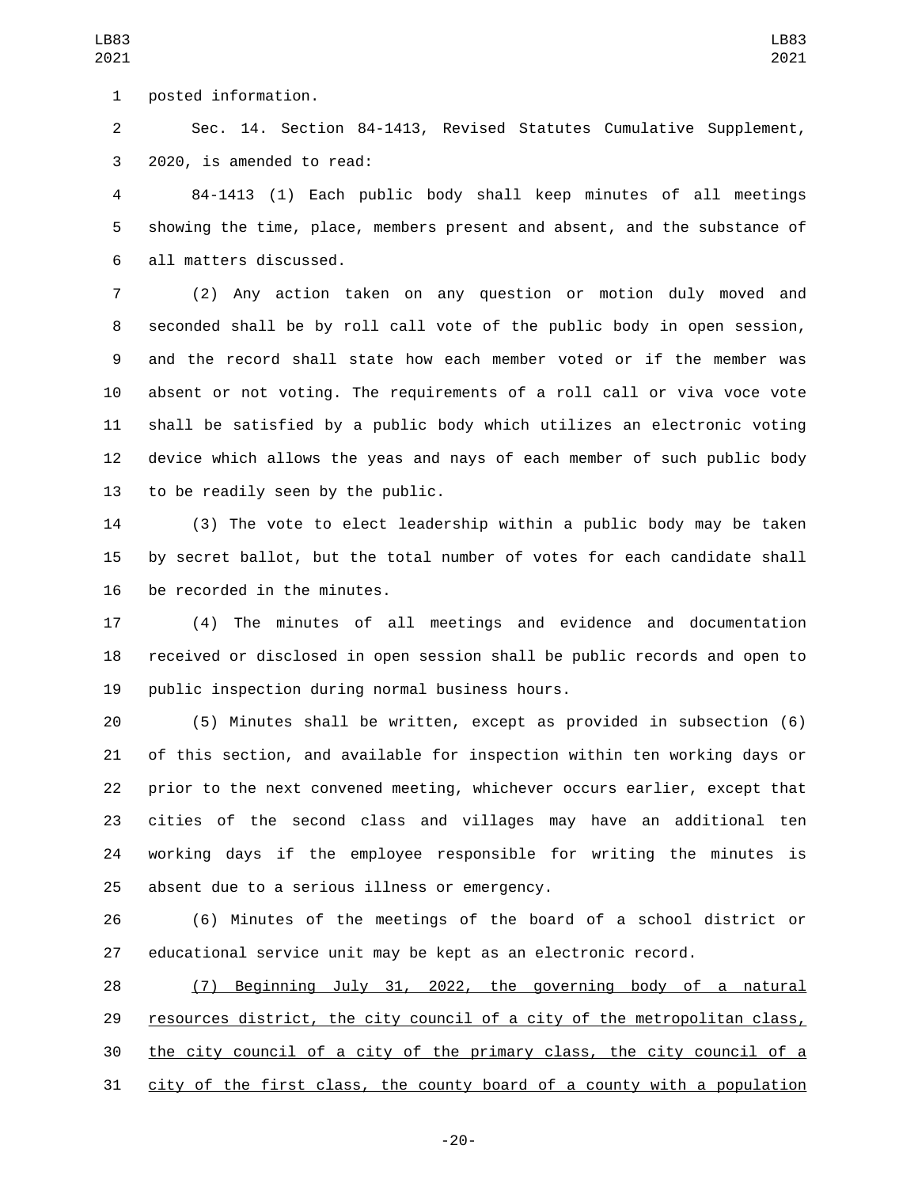posted information.

Sec. 14. Section 84-1413, Revised Statutes Cumulative Supplement, 2020, is amended to read:

84-1413 (1) Each public body shall keep minutes of all meetings showing the time, place, members present and absent, and the substance of all matters discussed.

(2) Any action taken on any question or motion duly moved and seconded shall be by roll call vote of the public body in open session, and the record shall state how each member voted or if the member was absent or not voting. The requirements of a roll call or viva voce vote shall be satisfied by a public body which utilizes an electronic voting device which allows the yeas and nays of each member of such public body to be readily seen by the public.

(3) The vote to elect leadership within a public body may be taken by secret ballot, but the total number of votes for each candidate shall be recorded in the minutes.

(4) The minutes of all meetings and evidence and documentation received or disclosed in open session shall be public records and open to public inspection during normal business hours.

(5) Minutes shall be written, except as provided in subsection (6) of this section, and available for inspection within ten working days or prior to the next convened meeting, whichever occurs earlier, except that cities of the second class and villages may have an additional ten working days if the employee responsible for writing the minutes is absent due to a serious illness or emergency.

(6) Minutes of the meetings of the board of a school district or educational service unit may be kept as an electronic record.

<u>(7) Beginning July 31, 2022, the governing body of a natural resources district, the city council of a city of the metropolitan class, the city council of a city of the primary class, the city council of a city of the first class, the county board of a county with a population</u>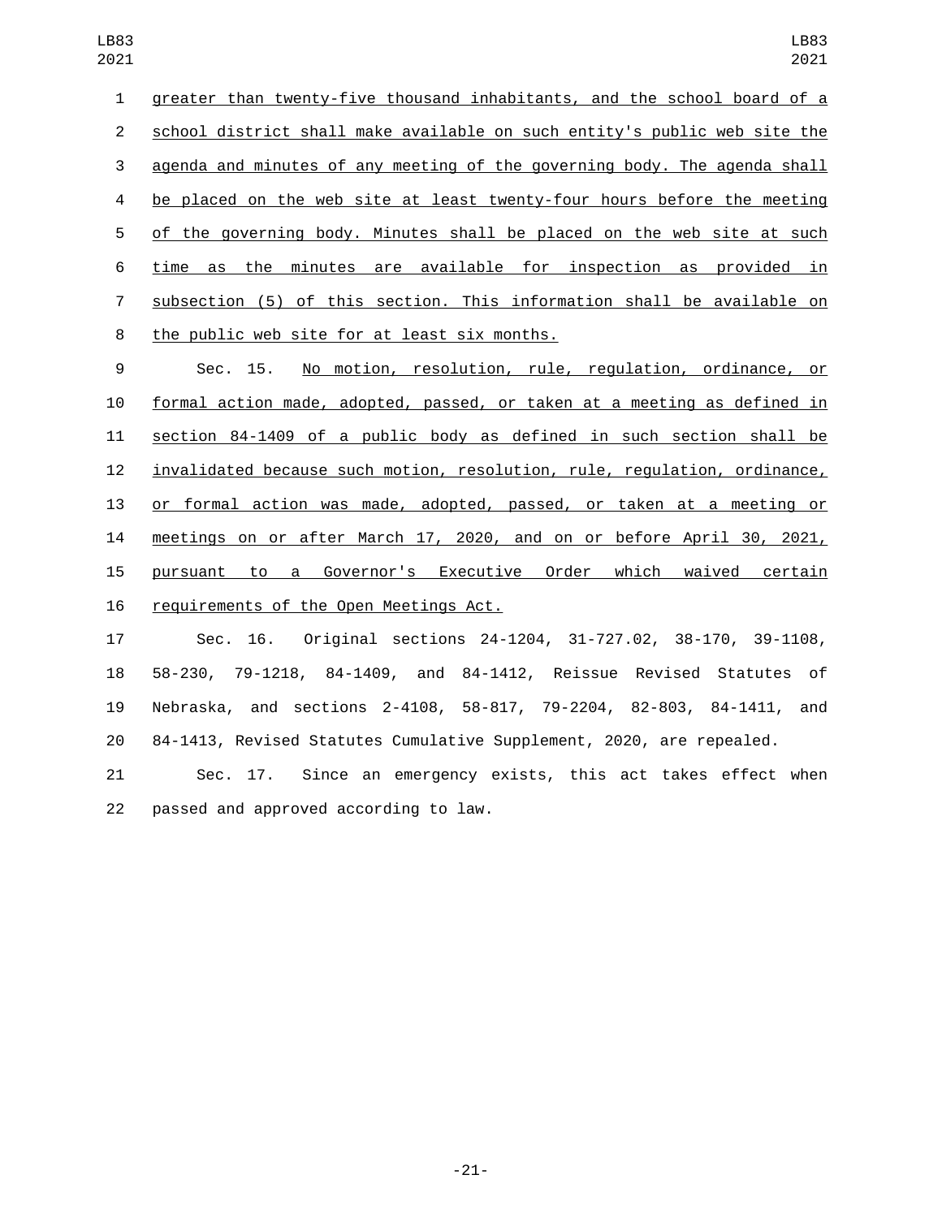greater than twenty-five thousand inhabitants, and the school board of a school district shall make available on such entity's public web site the agenda and minutes of any meeting of the governing body. The agenda shall be placed on the web site at least twenty-four hours before the meeting of the governing body. Minutes shall be placed on the web site at such time as the minutes are available for inspection as provided in subsection (5) of this section. This information shall be available on the public web site for at least six months.

Sec. 15. No motion, resolution, rule, regulation, ordinance, or formal action made, adopted, passed, or taken at a meeting as defined in section 84-1409 of a public body as defined in such section shall be invalidated because such motion, resolution, rule, regulation, ordinance, or formal action was made, adopted, passed, or taken at a meeting or meetings on or after March 17, 2020, and on or before April 30, 2021, pursuant to a Governor's Executive Order which waived certain requirements of the Open Meetings Act.

Sec. 16. Original sections 24-1204, 31-727.02, 38-170, 39-1108, 58-230, 79-1218, 84-1409, and 84-1412, Reissue Revised Statutes of Nebraska, and sections 2-4108, 58-817, 79-2204, 82-803, 84-1411, and 84-1413, Revised Statutes Cumulative Supplement, 2020, are repealed.

Sec. 17. Since an emergency exists, this act takes effect when passed and approved according to law.